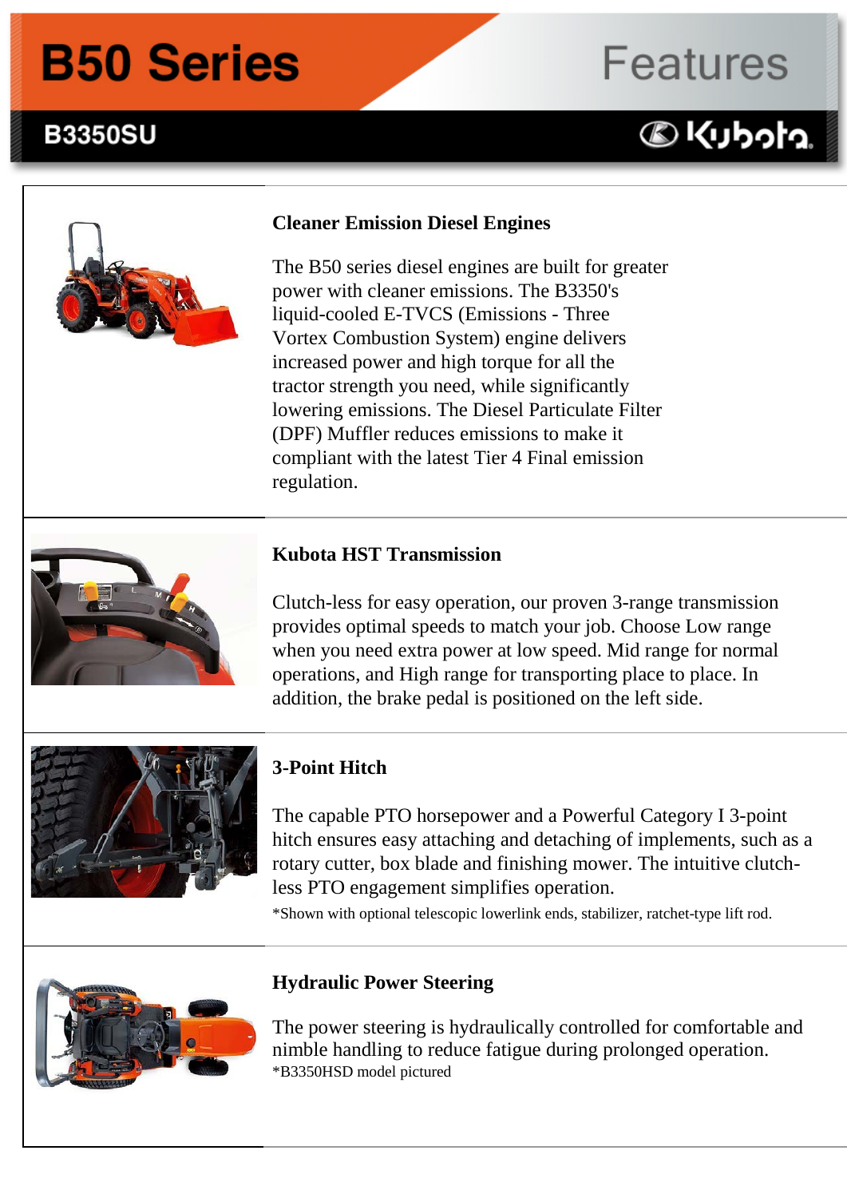# B50 Series

# Features

## B3350SU

Kubota

### Cleaner Emission Diesel Engines

The B50 series diesel engines are built for greater power with cleaner emissions. The B3350's liquid-cooled E-TVCS (Emissions - Three Vortex Combustion System) engine delivers increased power and high torque for all the tractor strength you need, while significantly lowering emissions. The Diesel Particulate Filter (DPF) Muffler reduces emissions to make it compliant with the latest Tier 4 Final emission regulation.

### Kubota HST Transmission

Clutch-less for easy operation, our proven 3-range transmission provides optimal speeds to match your job. Choose Low range when you need extra power at low speed. Mid range for normal operations, and High range for transporting place to place. In addition, the brake pedal is positioned on the left side.

### 3-Point Hitch

The capable PTO horsepower and a Powerful Category I 3-point hitch ensures easy attaching and detaching of implements, such as a rotary cutter, box blade and finishing mower. The intuitive clutch-less PTO engagement simplifies operation.

*Shown with optional telescopic lowerlink ends, stabilizer, ratchet-type lift rod.

### Hydraulic Power Steering

The power steering is hydraulically controlled for comfortable and nimble handling to reduce fatigue during prolonged operation.

*B3350HSD model pictured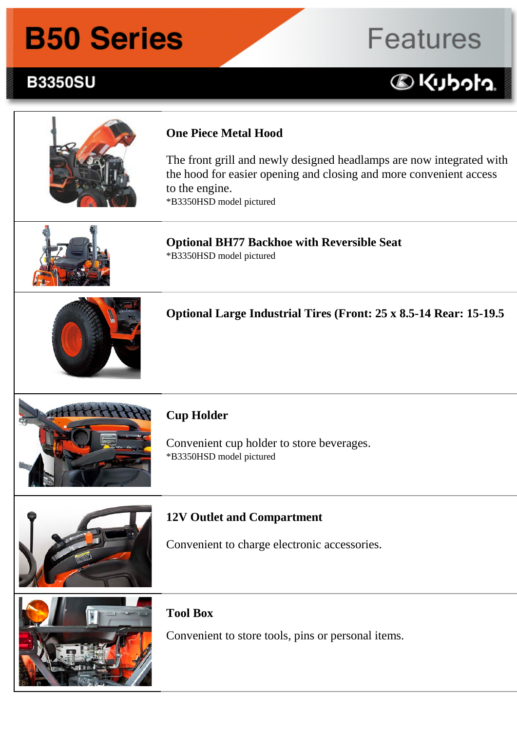# B50 Series Features

## B3350SU

Kubota

### One Piece Metal Hood

The front grill and newly designed headlamps are now integrated with the hood for easier opening and closing and more convenient access to the engine.

*B3350HSD model pictured

### Optional BH77 Backhoe with Reversible Seat

*B3350HSD model pictured

### Optional Large Industrial Tires (Front: 25 x 8.5-14 Rear: 15-19.5

### Cup Holder

Convenient cup holder to store beverages.

*B3350HSD model pictured

### 12V Outlet and Compartment

Convenient to charge electronic accessories.

### Tool Box

Convenient to store tools, pins or personal items.